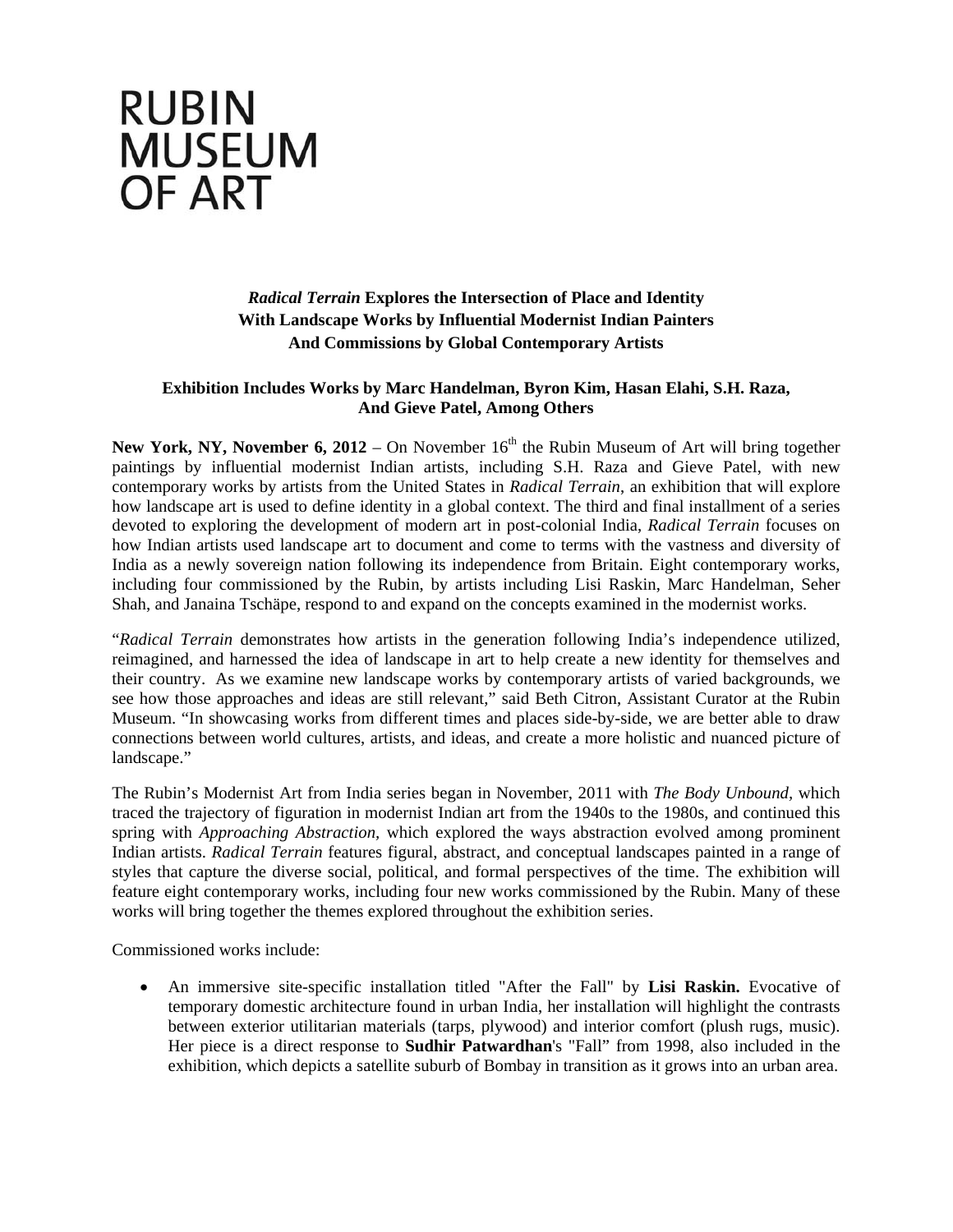# RUBIN MUSEUM OF ART

## *Radical Terrain* Explores the Intersection of Place and Identity With Landscape Works by Influential Modernist Indian Painters And Commissions by Global Contemporary Artists

### Exhibition Includes Works by Marc Handelman, Byron Kim, Hasan Elahi, S.H. Raza, And Gieve Patel, Among Others

**New York, NY, November 6, 2012** – On November 16th the Rubin Museum of Art will bring together paintings by influential modernist Indian artists, including S.H. Raza and Gieve Patel, with new contemporary works by artists from the United States in *Radical Terrain*, an exhibition that will explore how landscape art is used to define identity in a global context. The third and final installment of a series devoted to exploring the development of modern art in post-colonial India, *Radical Terrain* focuses on how Indian artists used landscape art to document and come to terms with the vastness and diversity of India as a newly sovereign nation following its independence from Britain. Eight contemporary works, including four commissioned by the Rubin, by artists including Lisi Raskin, Marc Handelman, Seher Shah, and Janaina Tschäpe, respond to and expand on the concepts examined in the modernist works.

"*Radical Terrain* demonstrates how artists in the generation following India's independence utilized, reimagined, and harnessed the idea of landscape in art to help create a new identity for themselves and their country. As we examine new landscape works by contemporary artists of varied backgrounds, we see how those approaches and ideas are still relevant," said Beth Citron, Assistant Curator at the Rubin Museum. "In showcasing works from different times and places side-by-side, we are better able to draw connections between world cultures, artists, and ideas, and create a more holistic and nuanced picture of landscape."

The Rubin's Modernist Art from India series began in November, 2011 with *The Body Unbound,* which traced the trajectory of figuration in modernist Indian art from the 1940s to the 1980s, and continued this spring with *Approaching Abstraction,* which explored the ways abstraction evolved among prominent Indian artists. *Radical Terrain* features figural, abstract, and conceptual landscapes painted in a range of styles that capture the diverse social, political, and formal perspectives of the time. The exhibition will feature eight contemporary works, including four new works commissioned by the Rubin. Many of these works will bring together the themes explored throughout the exhibition series.

Commissioned works include:

- An immersive site-specific installation titled "After the Fall" by **Lisi Raskin.** Evocative of temporary domestic architecture found in urban India, her installation will highlight the contrasts between exterior utilitarian materials (tarps, plywood) and interior comfort (plush rugs, music). Her piece is a direct response to **Sudhir Patwardhan**'s "Fall" from 1998, also included in the exhibition, which depicts a satellite suburb of Bombay in transition as it grows into an urban area.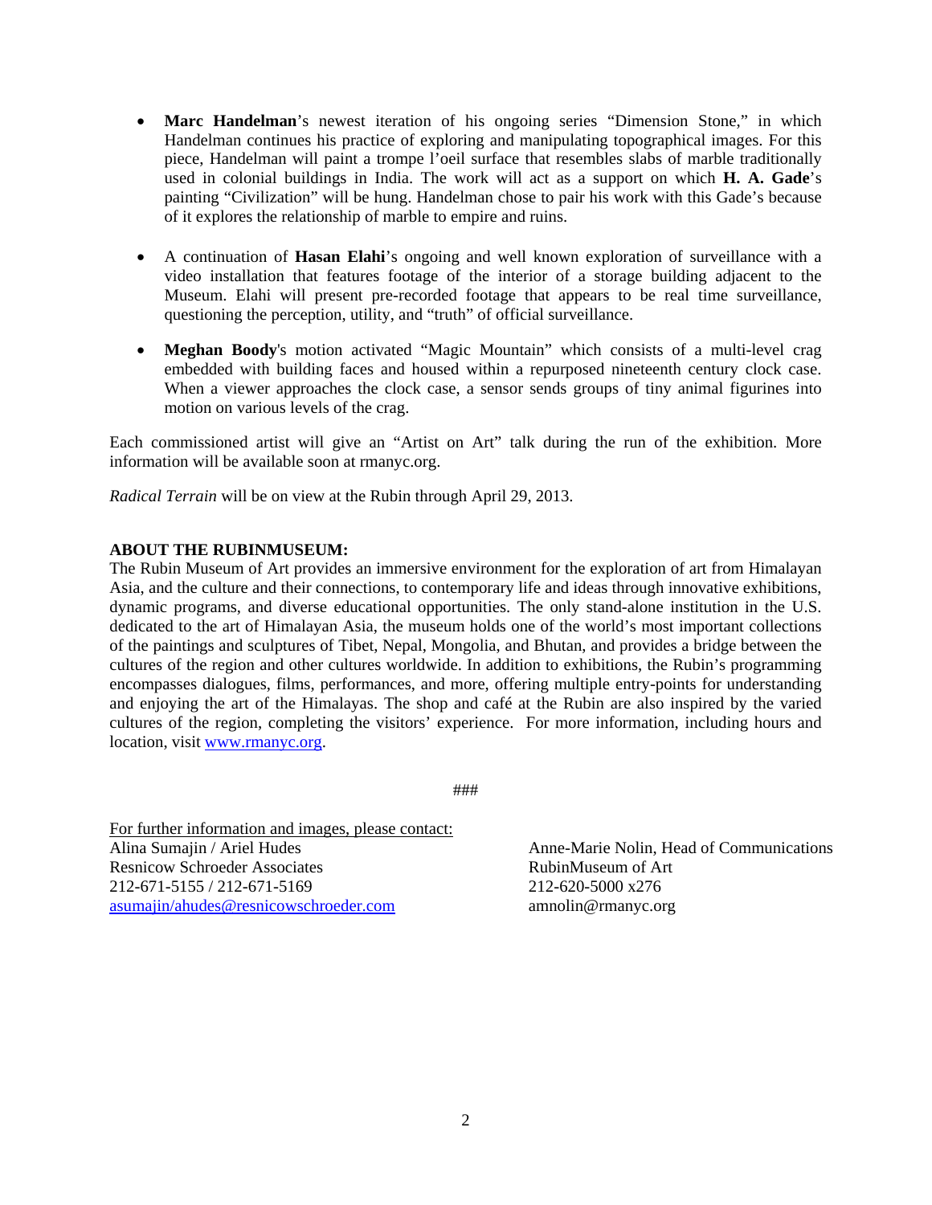- **Marc Handelman**'s newest iteration of his ongoing series "Dimension Stone," in which Handelman continues his practice of exploring and manipulating topographical images. For this piece, Handelman will paint a trompe l'oeil surface that resembles slabs of marble traditionally used in colonial buildings in India. The work will act as a support on which **H. A. Gade**'s painting "Civilization" will be hung. Handelman chose to pair his work with this Gade's because of it explores the relationship of marble to empire and ruins.

- A continuation of **Hasan Elahi**'s ongoing and well known exploration of surveillance with a video installation that features footage of the interior of a storage building adjacent to the Museum. Elahi will present pre-recorded footage that appears to be real time surveillance, questioning the perception, utility, and "truth" of official surveillance.

- **Meghan Boody**'s motion activated "Magic Mountain" which consists of a multi-level crag embedded with building faces and housed within a repurposed nineteenth century clock case. When a viewer approaches the clock case, a sensor sends groups of tiny animal figurines into motion on various levels of the crag.

Each commissioned artist will give an "Artist on Art" talk during the run of the exhibition. More information will be available soon at rmanyc.org.

*Radical Terrain* will be on view at the Rubin through April 29, 2013.

**ABOUT THE RUBINMUSEUM:**
The Rubin Museum of Art provides an immersive environment for the exploration of art from Himalayan Asia, and the culture and their connections, to contemporary life and ideas through innovative exhibitions, dynamic programs, and diverse educational opportunities. The only stand-alone institution in the U.S. dedicated to the art of Himalayan Asia, the museum holds one of the world's most important collections of the paintings and sculptures of Tibet, Nepal, Mongolia, and Bhutan, and provides a bridge between the cultures of the region and other cultures worldwide. In addition to exhibitions, the Rubin's programming encompasses dialogues, films, performances, and more, offering multiple entry-points for understanding and enjoying the art of the Himalayas. The shop and café at the Rubin are also inspired by the varied cultures of the region, completing the visitors' experience. For more information, including hours and location, visit www.rmanyc.org.

###

For further information and images, please contact:

Alina Sumajin / Ariel Hudes
Resnicow Schroeder Associates
212-671-5155 / 212-671-5169
asumajin/ahudes@resnicowschroeder.com

Anne-Marie Nolin, Head of Communications
RubinMuseum of Art
212-620-5000 x276
amnolin@rmanyc.org